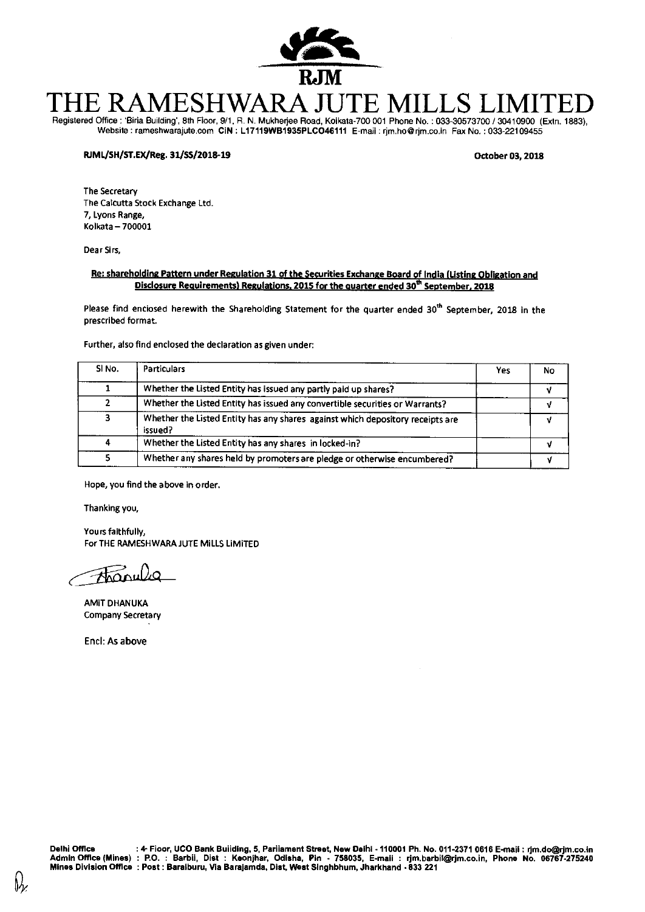# THE RAMESHWARA JUTE MILLS LIMITED

Registered Office : 'Birla Building', 8th Floor, 9/1, R. N. Mukherjee Road, Kolkata-700 001 Phone No. : 033-30573700 / 30410900 (Extn. 1883), Website : rameshwarajute.com CIN : L17119WB1935PLC046111 E-mail : rjm.ho@rjm.co.in Fax No. : 033-22109455

RJML/SH/ST.EX/Reg. 31/SS/2018-19

October 03, 2018

The Secretary
The Calcutta Stock Exchange Ltd.
7, Lyons Range,
Kolkata – 700001

Dear Sirs,

**Re: shareholding Pattern under Regulation 31 of the Securities Exchange Board of India (Listing Obligation and Disclosure Requirements) Regulations, 2015 for the quarter ended 30th September, 2018**

Please find enclosed herewith the Shareholding Statement for the quarter ended 30th September, 2018 in the prescribed format.

Further, also find enclosed the declaration as given under:

| Sl No. | Particulars | Yes | No |
|---|---|---|---|
| 1 | Whether the Listed Entity has issued any partly paid up shares? | | √ |
| 2 | Whether the Listed Entity has issued any convertible securities or Warrants? | | √ |
| 3 | Whether the Listed Entity has any shares against which depository receipts are issued? | | √ |
| 4 | Whether the Listed Entity has any shares in locked-in? | | √ |
| 5 | Whether any shares held by promoters are pledge or otherwise encumbered? | | √ |

Hope, you find the above in order.

Thanking you,

Yours faithfully,
For THE RAMESHWARA JUTE MILLS LIMITED

AMIT DHANUKA
Company Secretary

Encl: As above

Delhi Office : 4th Floor, UCO Bank Building, 5, Parliament Street, New Delhi - 110001 Ph. No. 011-2371 0616 E-mail : rjm.do@rjm.co.in
Admin Office (Mines) : P.O. : Barbil, Dist : Keonjhar, Odisha, Pin - 758035, E-mail : rjm.barbil@rjm.co.in, Phone No. 06767-275240
Mines Division Office : Post : Baraiburu, Via Barajamda, Dist, West Singhbhum, Jharkhand - 833 221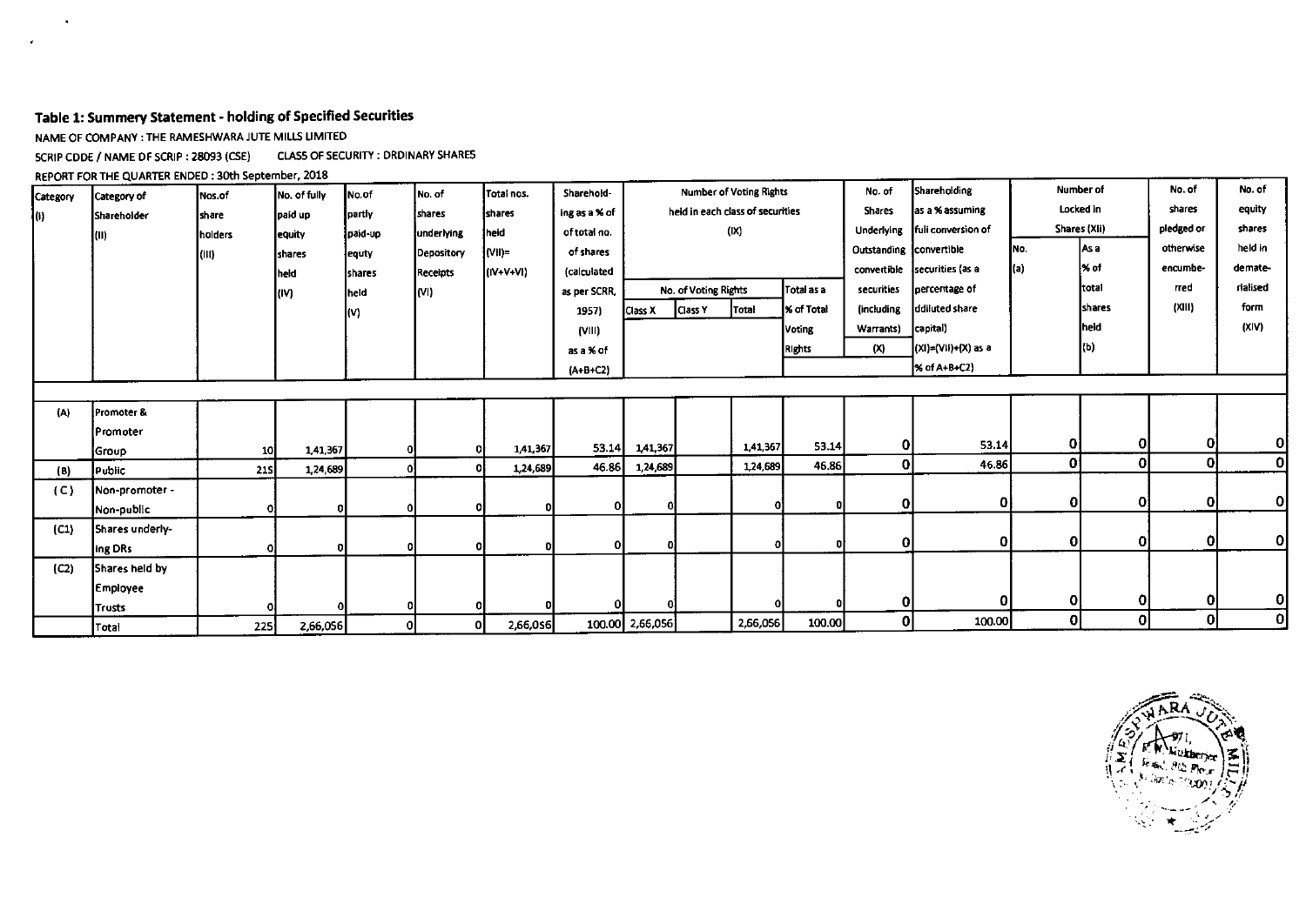### Table 1: Summery Statement - holding of Specified Securities

NAME OF COMPANY : THE RAMESHWARA JUTE MILLS LIMITED

SCRIP CODE / NAME OF SCRIP : 28093 (CSE)  CLASS OF SECURITY : ORDINARY SHARES

REPORT FOR THE QUARTER ENDED : 30th September, 2018

| Category (I) | Category of Shareholder (II) | Nos.of share holders (III) | No. of fully paid up equity shares held (IV) | No.of partly paid-up equty shares held (V) | No. of shares underlying Depository Receipts (VI) | Total nos. shares held (VII)= (IV+V+VI) | Shareholding as a % of total no. of shares (calculated as per SCRR, 1957) (VIII) as a % of (A+B+C2) | Number of Voting Rights held in each class of securities (IX) | | | | No. of Shares Underlying Outstanding convertible securities (including Warrants) (X) | Shareholding as a % assuming full conversion of convertible securities (as a percentage of ddiluted share capital) (XI)=(VII)+(X) as a % of A+B+C2) | Number of Locked in Shares (XII) | | No. of shares pledged or otherwise encumbe-rred (XIII) | No. of equity shares held in demate-rialised form (XIV) |
|---|---|---|---|---|---|---|---|---|---|---|---|---|---|---|---|---|---|
| | | | | | | | | No. of Voting Rights | | | Total as a % of Total Voting Rights | | | No. (a) | As a % of total shares held (b) | | |
| | | | | | | | | Class X | Class Y | Total | | | | | | | |
| (A) | Promoter & Promoter Group | 10 | 1,41,367 | 0 | 0 | 1,41,367 | 53.14 | 1,41,367 | | 1,41,367 | 53.14 | 0 | 53.14 | 0 | 0 | 0 | 0 |
| (B) | Public | 215 | 1,24,689 | 0 | 0 | 1,24,689 | 46.86 | 1,24,689 | | 1,24,689 | 46.86 | 0 | 46.86 | 0 | 0 | 0 | 0 |
| (C) | Non-promoter - Non-public | 0 | 0 | 0 | 0 | 0 | 0 | 0 | | 0 | 0 | 0 | 0 | 0 | 0 | 0 | 0 |
| (C1) | Shares underly-ing DRs | 0 | 0 | 0 | 0 | 0 | 0 | 0 | | 0 | 0 | 0 | 0 | 0 | 0 | 0 | 0 |
| (C2) | Shares held by Employee Trusts | 0 | 0 | 0 | 0 | 0 | 0 | 0 | | 0 | 0 | 0 | 0 | 0 | 0 | 0 | 0 |
| | Total | 225 | 2,66,056 | 0 | 0 | 2,66,056 | 100.00 | 2,66,056 | | 2,66,056 | 100.00 | 0 | 100.00 | 0 | 0 | 0 | 0 |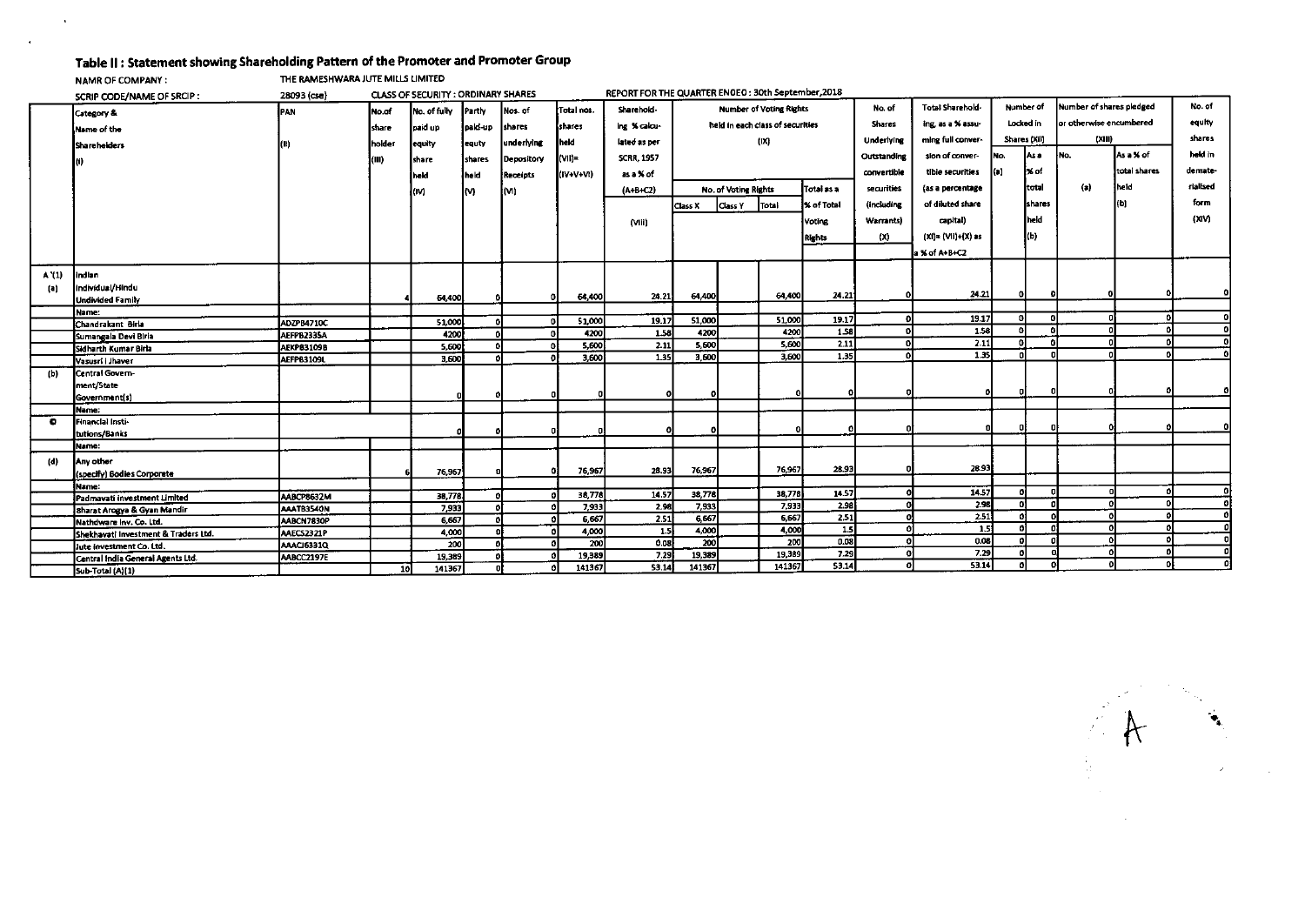## Table II : Statement showing Shareholding Pattern of the Promoter and Promoter Group

NAMR OF COMPANY : THE RAMESHWARA JUTE MILLS LIMITED

SCRIP CODE/NAME OF SRCIP : 28093 (cse) CLASS OF SECURITY : ORDINARY SHARES REPORT FOR THE QUARTER ENDED : 30th September,2018

| | Category & Name of the Shareholders (I) | PAN (II) | No.of share holder (III) | No. of fully paid up equity share held (IV) | Partly paid-up equty shares held (V) | Nos. of shares underlying Depository Receipts (VI) | Total nos. shares held (VII)= (IV+V+VI) | Sharehold-ing % calcu-lated as per SCRR, 1957 as a % of (A+B+C2) (VIII) | Number of Voting Rights held in each class of securities (IX) | | | | No. of Shares Underlying Outstanding convertible securities (including Warrants) (X) | Total Sharehold-ing, as a % assu-ming full conver-sion of conver-tible securities (as a percentage of diluted share capital) (XI)= (VII)+(X) as a % of A+B+C2 | Number of Locked in Shares (XII) | | Number of shares pledged or otherwise encumbered (XIII) | | No. of equity shares held in demate-rialised form (XIV) |
|---|---|---|---|---|---|---|---|---|---|---|---|---|---|---|---|---|---|---|---|
| | | | | | | | | | No. of Voting Rights | | | Total as a % of Total Voting Rights | | | No. (a) | As a % of total shares held (b) | No. (a) | As a % of total shares held (b) | |
| | | | | | | | | | Class X | Class Y | Total | | | | | | | | |
| A (1) | Indian | | | | | | | | | | | | | | | | | | |
| (a) | Individual/Hindu Undivided Family | | 4 | 64,400 | 0 | 0 | 64,400 | 24.21 | 64,400 | | 64,400 | 24.21 | 0 | 24.21 | 0 | 0 | 0 | 0 | 0 |
| | Name: | | | | | | | | | | | | | | | | | | |
| | Chandrakant Birla | ADZPB4710C | | 51,000 | 0 | 0 | 51,000 | 19.17 | 51,000 | | 51,000 | 19.17 | 0 | 19.17 | 0 | 0 | 0 | 0 | 0 |
| | Sumangala Devi Birla | AEFPB2335A | | 4200 | 0 | 0 | 4200 | 1.58 | 4200 | | 4200 | 1.58 | 0 | 1.58 | 0 | 0 | 0 | 0 | 0 |
| | Sidharth Kumar Birla | AEKPB3109B | | 5,600 | 0 | 0 | 5,600 | 2.11 | 5,600 | | 5,600 | 2.11 | 0 | 2.11 | 0 | 0 | 0 | 0 | 0 |
| | Vasusri I Jhaver | AEFPB3109L | | 3,600 | 0 | 0 | 3,600 | 1.35 | 3,600 | | 3,600 | 1.35 | 0 | 1.35 | 0 | 0 | 0 | 0 | 0 |
| (b) | Central Govern-ment/State Government(s) | | | 0 | 0 | 0 | 0 | 0 | 0 | | 0 | 0 | 0 | 0 | 0 | 0 | 0 | 0 | 0 |
| | Name: | | | | | | | | | | | | | | | | | | |
| © | Financial Insti-tutions/Banks | | | 0 | 0 | 0 | 0 | 0 | 0 | | 0 | 0 | 0 | 0 | 0 | 0 | 0 | 0 | 0 |
| | Name: | | | | | | | | | | | | | | | | | | |
| (d) | Any other (specify) Bodies Corporate | | 6 | 76,967 | 0 | 0 | 76,967 | 28.93 | 76,967 | | 76,967 | 28.93 | 0 | 28.93 | | | | | |
| | Name: | | | | | | | | | | | | | | | | | | |
| | Padmavati Investment Limited | AABCP8632M | | 38,778 | 0 | 0 | 38,778 | 14.57 | 38,778 | | 38,778 | 14.57 | 0 | 14.57 | 0 | 0 | 0 | 0 | 0 |
| | Bharat Arogya & Gyan Mandir | AAATB3540N | | 7,933 | 0 | 0 | 7,933 | 2.98 | 7,933 | | 7,933 | 2.98 | 0 | 2.98 | 0 | 0 | 0 | 0 | 0 |
| | Nathdwara Inv. Co. Ltd. | AABCN7830P | | 6,667 | 0 | 0 | 6,667 | 2.51 | 6,667 | | 6,667 | 2.51 | 0 | 2.51 | 0 | 0 | 0 | 0 | 0 |
| | Shekhavati Investment & Traders Ltd. | AAECS2321P | | 4,000 | 0 | 0 | 4,000 | 1.5 | 4,000 | | 4,000 | 1.5 | 0 | 1.5 | 0 | 0 | 0 | 0 | 0 |
| | Jute Investment Co. Ltd. | AAACJ6331Q | | 200 | 0 | 0 | 200 | 0.08 | 200 | | 200 | 0.08 | 0 | 0.08 | 0 | 0 | 0 | 0 | 0 |
| | Central India General Agents Ltd. | AABCC2197E | | 19,389 | 0 | 0 | 19,389 | 7.29 | 19,389 | | 19,389 | 7.29 | 0 | 7.29 | 0 | 0 | 0 | 0 | 0 |
| | Sub-Total (A)(1) | | 10 | 141367 | 0 | 0 | 141367 | 53.14 | 141367 | | 141367 | 53.14 | 0 | 53.14 | 0 | 0 | 0 | 0 | 0 |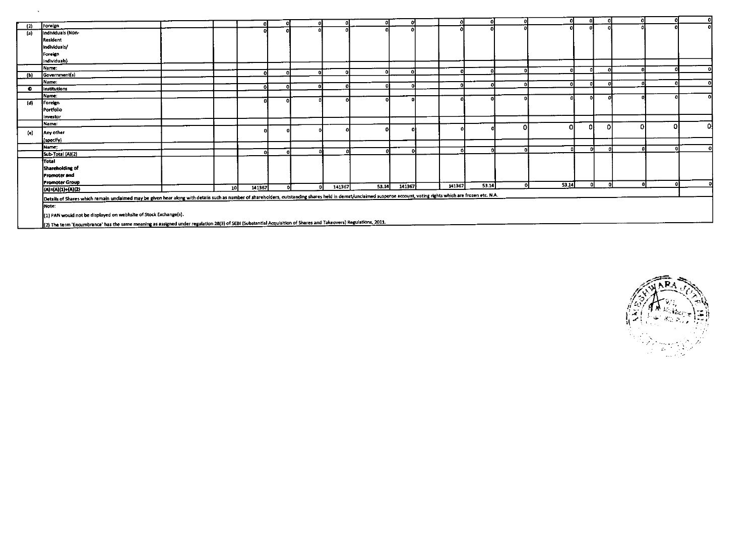| (2) | Foreign | | | 0 | 0 | 0 | 0 | 0 | 0 | | 0 | 0 | 0 | 0 | 0 | 0 | 0 | 0 | 0 |
|---|---|---|---|---|---|---|---|---|---|---|---|---|---|---|---|---|---|---|---|
| (a) | Individuals (Non-Resident Individuals/ Foreign Individuals) | | | 0 | 0 | 0 | 0 | 0 | 0 | | 0 | 0 | 0 | 0 | 0 | 0 | 0 | 0 | 0 |
| | Name: | | | | | | | | | | | | 0 | 0 | 0 | 0 | 0 | 0 | 0 |
| (b) | Government(s) | | | 0 | 0 | 0 | 0 | 0 | 0 | | 0 | 0 | | | | | | | |
| | Name: | | | | | | | | | | | | 0 | 0 | 0 | 0 | 0 | 0 | 0 |
| © | Institutions | | | 0 | 0 | 0 | 0 | 0 | 0 | | 0 | 0 | | | | | | | |
| | Name: | | | | | | | | | | | | 0 | 0 | 0 | 0 | 0 | 0 | 0 |
| (d) | Foreign Portfolio Investor | | | 0 | 0 | 0 | 0 | 0 | 0 | | 0 | 0 | | | | | | | |
| | Name: | | | | | | | | | | | | 0 | 0 | 0 | 0 | 0 | 0 | 0 |
| (e) | Any other (specify) | | | 0 | 0 | 0 | 0 | 0 | 0 | | 0 | 0 | | | | | | | |
| | Name: | | | | | | | | | | | | 0 | 0 | 0 | 0 | 0 | 0 | 0 |
| | Sub-Total (A)(2) | | | 0 | 0 | 0 | 0 | 0 | 0 | | 0 | 0 | | | | | | | |
| | Total Shareholding of Promoter and Promoter Group (A)=(A)(1)+(A)(2) | | 10 | 141367 | 0 | 0 | 141367 | 53.14 | 141367 | | 141367 | 53.14 | 0 | 53.14 | 0 | 0 | 0 | 0 | 0 |

Details of Shares which remain unclaimed may be given hear along with details such as number of shareholders, outstanding shares held in demat/unclaimed suspense account, voting rights which are frozen etc. N.A.

Note:

(1) PAN would not be displayed on website of Stock Exchange(s).

(2) The term 'Encumbrance' has the same meaning as assigned under regulation 28(3) of SEBI (Substantial Acquisition of Shares and Takeovers) Regulations, 2011.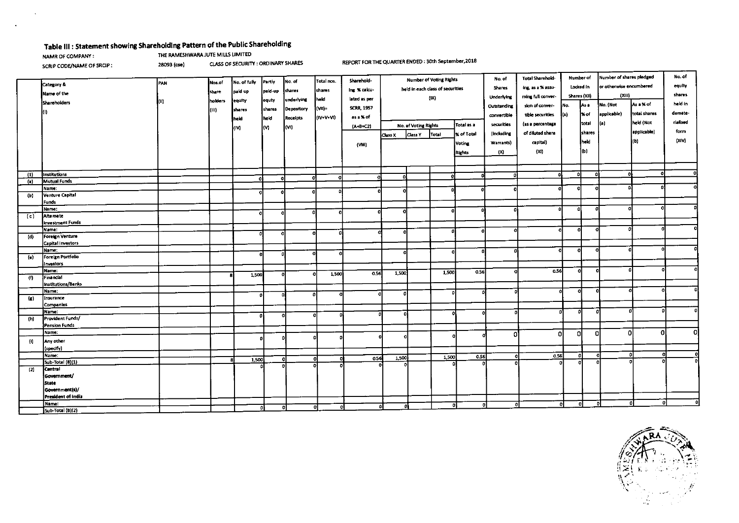## Table III : Statement showing Shareholding Pattern of the Public Shareholding

NAMR OF COMPANY : THE RAMESHWARA JUTE MILLS LIMITED

SCRIP CODE/NAME OF SRCIP : 28093 (cse) CLASS OF SECURITY : ORDINARY SHARES REPORT FOR THE QUARTER ENDED : 30th September,2018

| | Category & Name of the Shareholders (I) | PAN (II) | Nos.of share holders (III) | No. of fully paid up equity shares held (IV) | Partly paid-up equty shares held (V) | No. of shares underlying Depository Receipts (VI) | Total nos. shares held (VII)= (IV+V+VI) | Sharehold-ing % calcu-lated as per SCRR, 1957 as a % of (A+B+C2) (VIII) | Number of Voting Rights held in each class of securities (IX) | | | | No. of Shares Underlying Outstanding convertible securities (including Warrants) (X) | Total Sharehold-ing, as a % assu-ming full conver-sion of conver-tible securities (as a percentage of diluted share capital) (XI) | Number of Locked in Shares (XII) | | Number of shares pledged or otherwise encumbered (XIII) | | No. of equity shares held in demate-rialised form (XIV) |
|---|---|---|---|---|---|---|---|---|---|---|---|---|---|---|---|---|---|---|---|
| | | | | | | | | | No. of Voting Rights | | | Total as a % of Total Voting Rights | | | No. (a) | As a % of total shares held (b) | No. (Not applicable) (a) | As a % of total shares held (Not applicable) (b) | |
| | | | | | | | | | Class X | Class Y | Total | | | | | | | | |
| (1) | Institutions | | | 0 | 0 | 0 | 0 | 0 | 0 | | 0 | 0 | 0 | 0 | 0 | 0 | 0 | 0 | 0 |
| (a) | Mutual Funds | | | | | | | | | | | | | | | | | | |
| | Name: | | | 0 | 0 | 0 | 0 | 0 | 0 | | 0 | 0 | 0 | 0 | 0 | 0 | 0 | 0 | 0 |
| (b) | Venture Capital Funds | | | | | | | | | | | | | | | | | | |
| | Name: | | | 0 | 0 | 0 | 0 | 0 | 0 | | 0 | 0 | 0 | 0 | 0 | 0 | 0 | 0 | 0 |
| (c) | Alternate Investment Funds | | | | | | | | | | | | | | | | | | |
| | Name: | | | 0 | 0 | 0 | 0 | 0 | 0 | | 0 | 0 | 0 | 0 | 0 | 0 | 0 | 0 | 0 |
| (d) | Foreign Venture Capital Investors | | | | | | | | | | | | | | | | | | |
| | Name: | | | 0 | 0 | 0 | 0 | | 0 | | 0 | 0 | 0 | 0 | 0 | 0 | 0 | 0 | 0 |
| (e) | Foreign Portfolio Investors | | | | | | | | | | | | | | | | | | |
| | Name: | | 8 | 1,500 | 0 | 0 | 1,500 | 0.56 | 1,500 | | 1,500 | 0.56 | 0 | 0.56 | 0 | 0 | 0 | 0 | 0 |
| (f) | Financial Institutions/Banks | | | | | | | | | | | | | | | | | | |
| | Name: | | | 0 | 0 | 0 | 0 | 0 | 0 | | 0 | 0 | 0 | 0 | 0 | 0 | 0 | 0 | 0 |
| (g) | Insurance Companies | | | | | | | | | | | | | | | | | | |
| | Name: | | | 0 | 0 | 0 | 0 | 0 | 0 | | 0 | 0 | 0 | 0 | 0 | 0 | 0 | 0 | 0 |
| (h) | Provident Funds/ Pension Funds | | | | | | | | | | | | | | | | | | |
| | Name: | | | 0 | 0 | 0 | 0 | 0 | 0 | | 0 | 0 | 0 | 0 | 0 | 0 | 0 | 0 | 0 |
| (i) | Any other (specify) | | | | | | | | | | | | | | | | | | |
| | Name: | | | | | | | | | | | | | | | | | | |
| | Sub-Total (B)(1) | | 8 | 1,500 | 0 | 0 | 0 | 0.56 | 1,500 | | 1,500 | 0.56 | 0 | 0.56 | 0 | 0 | 0 | 0 | 0 |
| (2) | Central Government/ State Government(s)/ President of India | | | 0 | 0 | 0 | 0 | 0 | 0 | | 0 | 0 | 0 | 0 | 0 | 0 | 0 | 0 | 0 |
| | Name: | | | | | | | | | | | | | | | | | | |
| | Sub-Total (B)(2) | | | 0 | 0 | 0 | 0 | 0 | 0 | | 0 | 0 | 0 | 0 | 0 | 0 | 0 | 0 | 0 |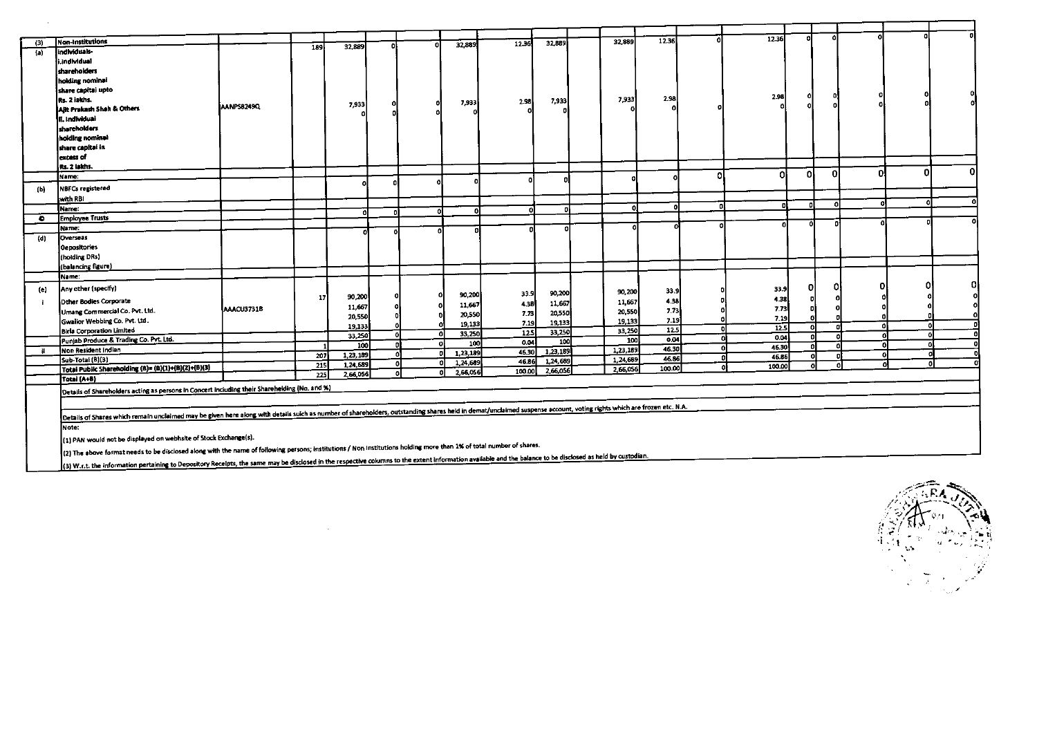| (3) | Non-Institutions | | | | | | | | | | | | | | | | | | |
|---|---|---|---|---|---|---|---|---|---|---|---|---|---|---|---|---|---|---|---|
| (a) | Individuals-<br>i.Individual shareholders holding nominal share capital upto Rs. 2 lakhs. | | 189 | 32,889 | 0 | 0 | 32,889 | 12.36 | 32,889 | | 32,889 | 12.36 | 0 | 12.36 | 0 | 0 | 0 | 0 | 0 |
| | Ajit Prakash Shah & Others | AANPS8249Q | | 7,933 | 0 | 0 | 7,933 | 2.98 | 7,933 | | 7,933 | 2.98 | | 2.98 | 0 | 0 | 0 | 0 | 0 |
| | ii. Individual shareholders holding nominal share capital in excess of Rs. 2 lakhs. | | | 0 | 0 | 0 | 0 | 0 | 0 | | 0 | 0 | 0 | 0 | 0 | 0 | 0 | 0 | 0 |
| | Name: | | | | | | | | | | | | 0 | 0 | 0 | 0 | 0 | 0 | 0 |
| (b) | NBFCs registered with RBI | | | 0 | 0 | 0 | 0 | 0 | 0 | | 0 | 0 | | | | | | | |
| | Name: | | | | | | | | | | | | 0 | 0 | 0 | 0 | 0 | 0 | 0 |
| © | Employee Trusts | | | 0 | 0 | 0 | 0 | 0 | 0 | | 0 | 0 | | | | | | | |
| | Name: | | | | | | | | | | | | 0 | 0 | 0 | 0 | 0 | 0 | 0 |
| (d) | Overseas Depositories (holding DRs) (balancing figure) | | | 0 | 0 | 0 | 0 | 0 | 0 | | 0 | 0 | | | | | | | |
| | Name: | | | | | | | | | | | | | | | | | | |
| (e) | Any other (specify) | | | | | | | | | | | | | | | | | | |
| i | Other Bodies Corporate | | 17 | 90,200 | 0 | 0 | 90,200 | 33.9 | 90,200 | | 90,200 | 33.9 | 0 | 33.9 | 0 | 0 | 0 | 0 | 0 |
| | Umang Commercial Co. Pvt. Ltd. | AAACU3731B | | 11,667 | 0 | 0 | 11,667 | 4.38 | 11,667 | | 11,667 | 4.38 | 0 | 4.38 | 0 | 0 | 0 | 0 | 0 |
| | Gwalior Webbing Co. Pvt. Ltd. | | | 20,550 | 0 | 0 | 20,550 | 7.73 | 20,550 | | 20,550 | 7.73 | 0 | 7.73 | 0 | 0 | 0 | 0 | 0 |
| | Birla Corporation Limited | | | 19,133 | 0 | 0 | 19,133 | 7.19 | 19,133 | | 19,133 | 7.19 | 0 | 7.19 | 0 | 0 | 0 | 0 | 0 |
| | Punjab Produce & Trading Co. Pvt. Ltd. | | | 33,250 | 0 | 0 | 33,250 | 12.5 | 33,250 | | 33,250 | 12.5 | 0 | 12.5 | 0 | 0 | 0 | 0 | 0 |
| ii | Non Resident Indian | | 1 | 100 | 0 | 0 | 100 | 0.04 | 100 | | 100 | 0.04 | 0 | 0.04 | 0 | 0 | 0 | 0 | 0 |
| | Sub-Total (B)(3) | | 207 | 1,23,189 | 0 | 0 | 1,23,189 | 46.30 | 1,23,189 | | 1,23,189 | 46.30 | 0 | 46.30 | 0 | 0 | 0 | 0 | 0 |
| | Total Public Shareholding (B)= (B)(1)+(B)(2)+(B)(3) | | 215 | 1,24,689 | 0 | 0 | 1,24,689 | 46.86 | 1,24,689 | | 1,24,689 | 46.86 | 0 | 46.86 | 0 | 0 | 0 | 0 | 0 |
| | Total (A+B) | | 225 | 2,66,056 | 0 | 0 | 2,66,056 | 100.00 | 2,66,056 | | 2,66,056 | 100.00 | 0 | 100.00 | 0 | 0 | 0 | 0 | |

Details of Shareholders acting as persons in Concert including their Shareholding (No. and %)

Details of Shares which remain unclaimed may be given here along with details such as number of shareholders, outstanding shares held in demat/unclaimed suspense account, voting rights which are frozen etc. N.A.

Note:

(1) PAN would not be displayed on webhsite of Stock Exchange(s).

(2) The above format needs to be disclosed along with the name of following persons; Institutions / Non Institutions holding more than 1% of total number of shares.

(3) W.r.t. the information pertaining to Depository Receipts, the same may be disclosed in the respective columns to the extent information available and the balance to be disclosed as held by custodian.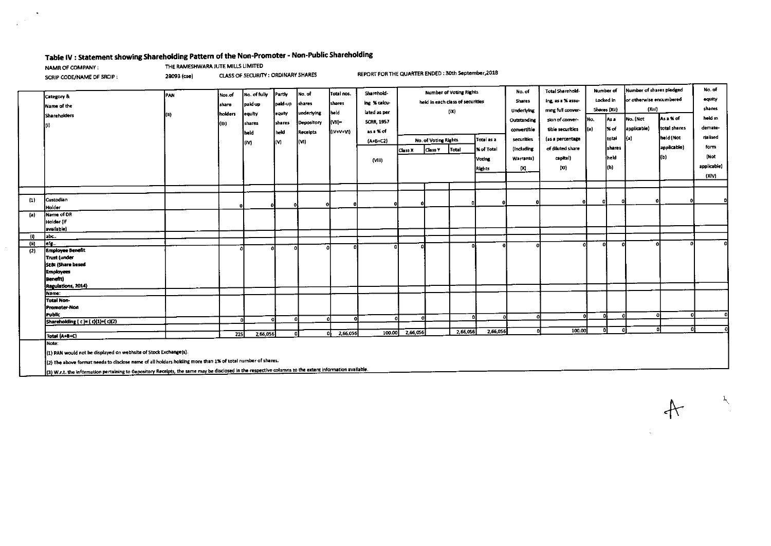# Table IV : Statement showing Shareholding Pattern of the Non-Promoter - Non-Public Shareholding

NAMR OF COMPANY : THE RAMESHWARA JUTE MILLS LIMITED

SCRIP CODE/NAME OF SRCIP : 28093 (cse) CLASS OF SECURITY : ORDINARY SHARES REPORT FOR THE QUARTER ENDED : 30th September,2018

| | Category & Name of the Shareholders (I) | PAN (II) | Nos.of share holders (III) | No. of fully paid up equity shares held (IV) | Partly paid-up equity shares held (V) | No. of shares underlying Depository Receipts (VI) | Total nos. shares held (VII)= (IV+V+VI) | Sharehold-ing % calcu-lated as per SCRR, 1957 as a % of (A+B+C2) (VIII) | Number of Voting Rights held in each class of securities (IX) | | | | No. of Shares Underlying Outstanding convertible securities (including Warrants) (X) | Total Sharehold-ing, as a % assu-ming full conver-sion of conver-tible securities (as a percentage of diluted share capital) (XI) | Number of Locked in Shares (XII) | | Number of shares pledged or otherwise encumbered (XIII) | | No. of equity shares held in demate-rialised form (Not applicable) (XIV) |
|---|---|---|---|---|---|---|---|---|---|---|---|---|---|---|---|---|---|---|---|
| | | | | | | | | | No. of Voting Rights | | | Total as a % of Total Voting Rights | | | No. (a) | As a % of total shares held (b) | No. (Not applicable) (a) | As a % of total shares held (Not applicable) (b) | |
| | | | | | | | | | Class X | Class Y | Total | | | | | | | | |
| (1) | Custodian Holder | | 0 | 0 | 0 | 0 | 0 | 0 | 0 | | 0 | 0 | 0 | 0 | 0 | 0 | 0 | 0 | 0 |
| (a) | Name of DR Holder (if available) | | | | | | | | | | | | | | | | | | |
| (i) | abc.. | | | | | | | | | | | | | | | | | | |
| (ii) | efg.. | | | | | | | | | | | | | | | | | | |
| (2) | Employee Benefit Trust (under SEBI (Share based Employees Benefit) Regulations, 2014) | | 0 | 0 | 0 | 0 | 0 | 0 | 0 | | 0 | 0 | 0 | 0 | 0 | 0 | 0 | 0 | 0 |
| | Name: | | | | | | | | | | | | | | | | | | |
| | Total Non-Promoter-Non Public Shareholding ( c )= ( c)(1)+( c)(2) | | 0 | 0 | 0 | 0 | 0 | 0 | 0 | | 0 | 0 | 0 | 0 | 0 | 0 | 0 | 0 | 0 |
| | Total (A+B+C) | | 225 | 2,66,056 | 0 | 0 | 2,66,056 | 100.00 | 2,66,056 | | 2,66,056 | 2,66,056 | 0 | 100.00 | 0 | 0 | 0 | 0 | 0 |

Note:

(1) PAN would not be displayed on website of Stock Exchange(s).

(2) The above format needs to disclose name of all holders holding more than 1% of total number of shares.

(3) W.r.t. the information pertaining to Depository Receipts, the same may be disclosed in the respective columns to the extent information available.